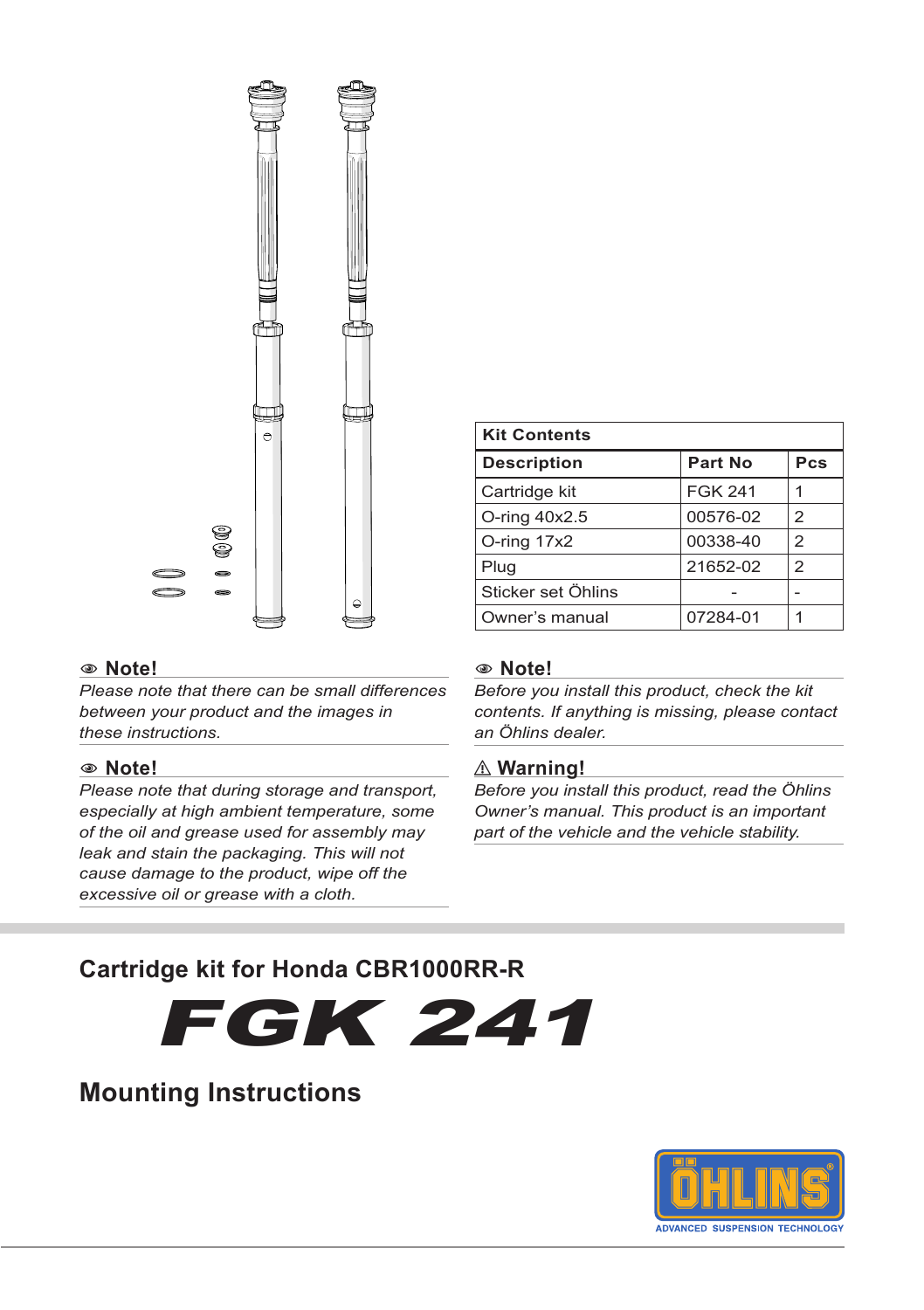| Kit Contents | | |
|---|---|---|
| **Description** | **Part No** | **Pcs** |
| Cartridge kit | FGK 241 | 1 |
| O-ring 40x2.5 | 00576-02 | 2 |
| O-ring 17x2 | 00338-40 | 2 |
| Plug | 21652-02 | 2 |
| Sticker set Öhlins | - | - |
| Owner's manual | 07284-01 | 1 |

### Note!

*Please note that there can be small differences between your product and the images in these instructions.*

### Note!

*Please note that during storage and transport, especially at high ambient temperature, some of the oil and grease used for assembly may leak and stain the packaging. This will not cause damage to the product, wipe off the excessive oil or grease with a cloth.*

### Note!

*Before you install this product, check the kit contents. If anything is missing, please contact an Öhlins dealer.*

### ⚠ Warning!

*Before you install this product, read the Öhlins Owner's manual. This product is an important part of the vehicle and the vehicle stability.*

## Cartridge kit for Honda CBR1000RR-R

# FGK 241

## Mounting Instructions

ÖHLINS
ADVANCED SUSPENSION TECHNOLOGY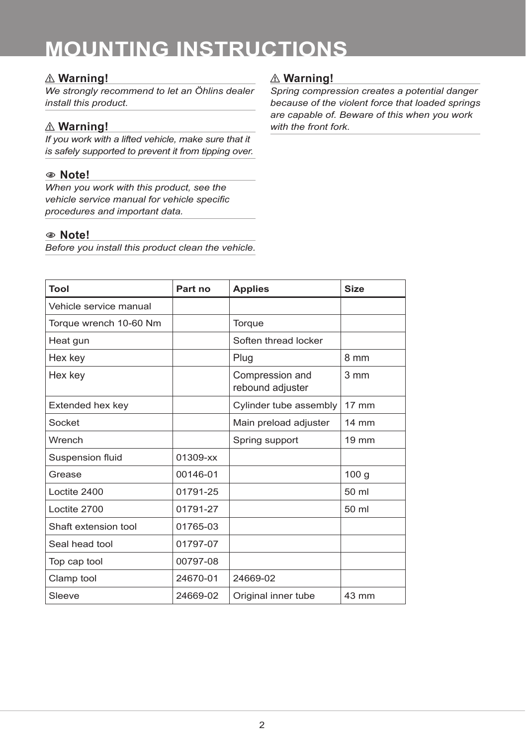# MOUNTING INSTRUCTIONS

### ⚠ Warning!

*We strongly recommend to let an Öhlins dealer install this product.*

### ⚠ Warning!

*If you work with a lifted vehicle, make sure that it is safely supported to prevent it from tipping over.*

### Note!

*When you work with this product, see the vehicle service manual for vehicle specific procedures and important data.*

### Note!

*Before you install this product clean the vehicle.*

### ⚠ Warning!

*Spring compression creates a potential danger because of the violent force that loaded springs are capable of. Beware of this when you work with the front fork.*

| Tool | Part no | Applies | Size |
|---|---|---|---|
| Vehicle service manual | | | |
| Torque wrench 10-60 Nm | | Torque | |
| Heat gun | | Soften thread locker | |
| Hex key | | Plug | 8 mm |
| Hex key | | Compression and rebound adjuster | 3 mm |
| Extended hex key | | Cylinder tube assembly | 17 mm |
| Socket | | Main preload adjuster | 14 mm |
| Wrench | | Spring support | 19 mm |
| Suspension fluid | 01309-xx | | |
| Grease | 00146-01 | | 100 g |
| Loctite 2400 | 01791-25 | | 50 ml |
| Loctite 2700 | 01791-27 | | 50 ml |
| Shaft extension tool | 01765-03 | | |
| Seal head tool | 01797-07 | | |
| Top cap tool | 00797-08 | | |
| Clamp tool | 24670-01 | 24669-02 | |
| Sleeve | 24669-02 | Original inner tube | 43 mm |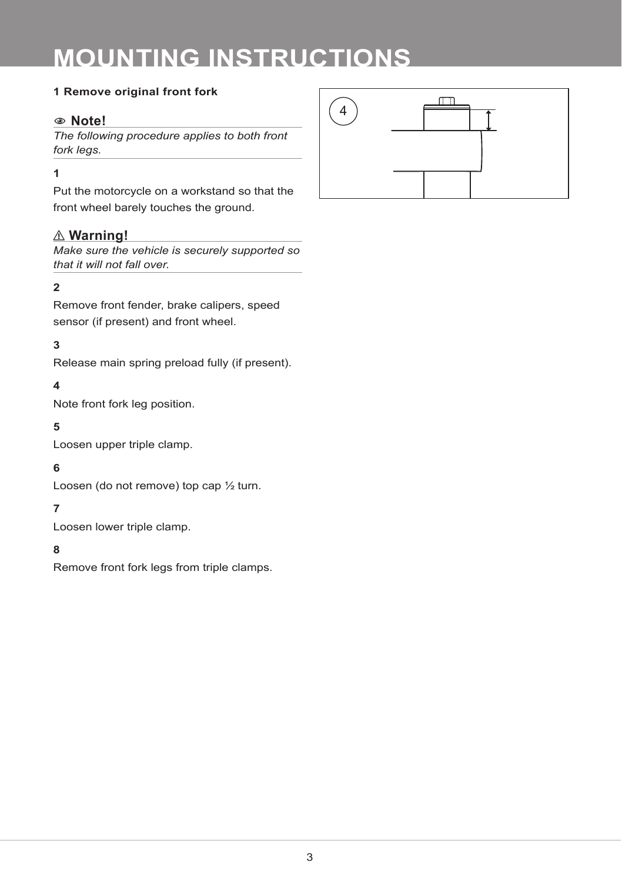# MOUNTING INSTRUCTIONS

## 1 Remove original front fork

**Note!**

*The following procedure applies to both front fork legs.*

**1**

Put the motorcycle on a workstand so that the front wheel barely touches the ground.

**Warning!**

*Make sure the vehicle is securely supported so that it will not fall over.*

**2**

Remove front fender, brake calipers, speed sensor (if present) and front wheel.

**3**

Release main spring preload fully (if present).

**4**

Note front fork leg position.

**5**

Loosen upper triple clamp.

**6**

Loosen (do not remove) top cap ½ turn.

**7**

Loosen lower triple clamp.

**8**

Remove front fork legs from triple clamps.

4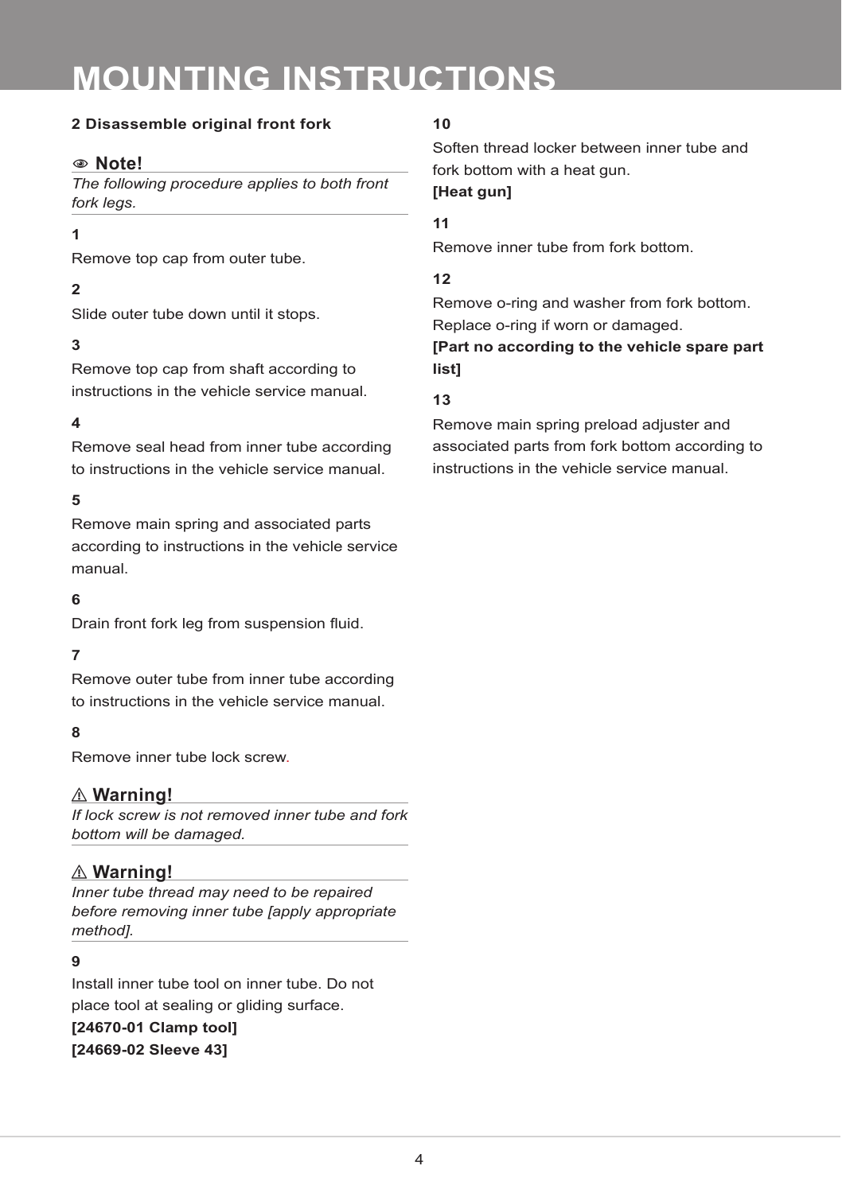# MOUNTING INSTRUCTIONS

## 2 Disassemble original front fork

**Note!**

*The following procedure applies to both front fork legs.*

**1**

Remove top cap from outer tube.

**2**

Slide outer tube down until it stops.

**3**

Remove top cap from shaft according to instructions in the vehicle service manual.

**4**

Remove seal head from inner tube according to instructions in the vehicle service manual.

**5**

Remove main spring and associated parts according to instructions in the vehicle service manual.

**6**

Drain front fork leg from suspension fluid.

**7**

Remove outer tube from inner tube according to instructions in the vehicle service manual.

**8**

Remove inner tube lock screw.

**⚠ Warning!**

*If lock screw is not removed inner tube and fork bottom will be damaged.*

**⚠ Warning!**

*Inner tube thread may need to be repaired before removing inner tube [apply appropriate method].*

**9**

Install inner tube tool on inner tube. Do not place tool at sealing or gliding surface.

**[24670-01 Clamp tool]**

**[24669-02 Sleeve 43]**

**10**

Soften thread locker between inner tube and fork bottom with a heat gun.

**[Heat gun]**

**11**

Remove inner tube from fork bottom.

**12**

Remove o-ring and washer from fork bottom. Replace o-ring if worn or damaged.

**[Part no according to the vehicle spare part list]**

**13**

Remove main spring preload adjuster and associated parts from fork bottom according to instructions in the vehicle service manual.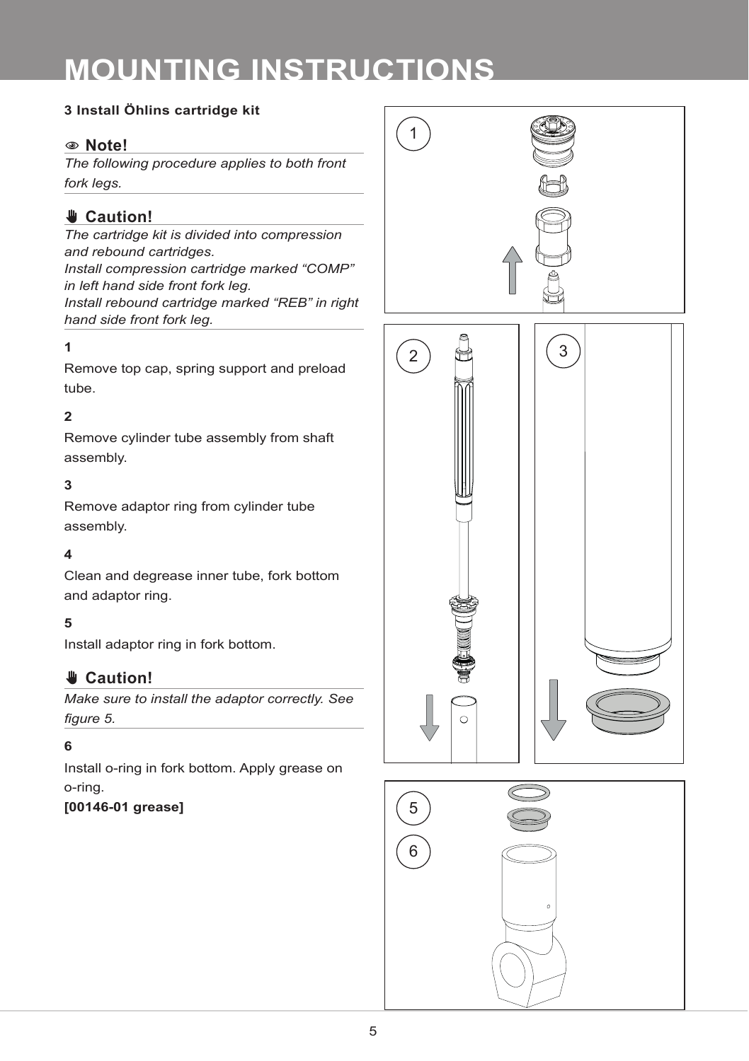# MOUNTING INSTRUCTIONS

### 3 Install Öhlins cartridge kit

**Note!**

*The following procedure applies to both front fork legs.*

**Caution!**

*The cartridge kit is divided into compression and rebound cartridges.*
*Install compression cartridge marked “COMP” in left hand side front fork leg.*
*Install rebound cartridge marked “REB” in right hand side front fork leg.*

**1**

Remove top cap, spring support and preload tube.

**2**

Remove cylinder tube assembly from shaft assembly.

**3**

Remove adaptor ring from cylinder tube assembly.

**4**

Clean and degrease inner tube, fork bottom and adaptor ring.

**5**

Install adaptor ring in fork bottom.

**Caution!**

*Make sure to install the adaptor correctly. See figure 5.*

**6**

Install o-ring in fork bottom. Apply grease on o-ring.
**[00146-01 grease]**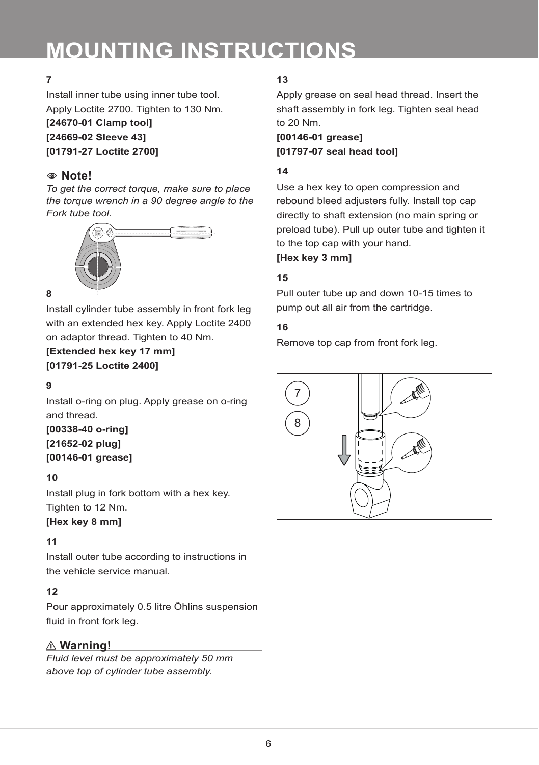# MOUNTING INSTRUCTIONS

**7**

Install inner tube using inner tube tool.
Apply Loctite 2700. Tighten to 130 Nm.
**[24670-01 Clamp tool]**
**[24669-02 Sleeve 43]**
**[01791-27 Loctite 2700]**

**Note!**

*To get the correct torque, make sure to place the torque wrench in a 90 degree angle to the Fork tube tool.*

**8**

Install cylinder tube assembly in front fork leg with an extended hex key. Apply Loctite 2400 on adaptor thread. Tighten to 40 Nm.
**[Extended hex key 17 mm]**
**[01791-25 Loctite 2400]**

**9**

Install o-ring on plug. Apply grease on o-ring and thread.
**[00338-40 o-ring]**
**[21652-02 plug]**
**[00146-01 grease]**

**10**

Install plug in fork bottom with a hex key. Tighten to 12 Nm.
**[Hex key 8 mm]**

**11**

Install outer tube according to instructions in the vehicle service manual.

**12**

Pour approximately 0.5 litre Öhlins suspension fluid in front fork leg.

**Warning!**

*Fluid level must be approximately 50 mm above top of cylinder tube assembly.*

**13**

Apply grease on seal head thread. Insert the shaft assembly in fork leg. Tighten seal head to 20 Nm.
**[00146-01 grease]**
**[01797-07 seal head tool]**

**14**

Use a hex key to open compression and rebound bleed adjusters fully. Install top cap directly to shaft extension (no main spring or preload tube). Pull up outer tube and tighten it to the top cap with your hand.
**[Hex key 3 mm]**

**15**

Pull outer tube up and down 10-15 times to pump out all air from the cartridge.

**16**

Remove top cap from front fork leg.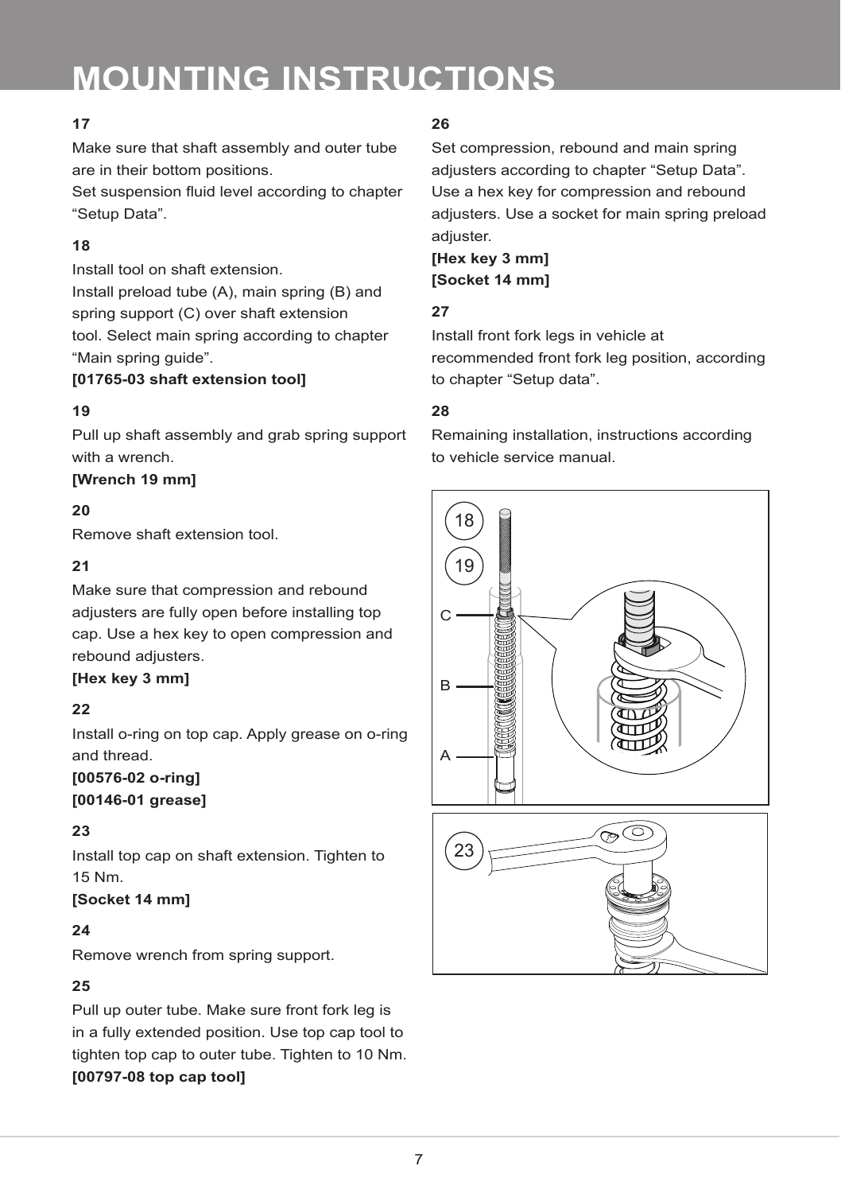# MOUNTING INSTRUCTIONS

**17**

Make sure that shaft assembly and outer tube are in their bottom positions.
Set suspension fluid level according to chapter “Setup Data”.

**18**

Install tool on shaft extension.
Install preload tube (A), main spring (B) and spring support (C) over shaft extension tool. Select main spring according to chapter “Main spring guide”.
**[01765-03 shaft extension tool]**

**19**

Pull up shaft assembly and grab spring support with a wrench.
**[Wrench 19 mm]**

**20**

Remove shaft extension tool.

**21**

Make sure that compression and rebound adjusters are fully open before installing top cap. Use a hex key to open compression and rebound adjusters.
**[Hex key 3 mm]**

**22**

Install o-ring on top cap. Apply grease on o-ring and thread.
**[00576-02 o-ring]**
**[00146-01 grease]**

**23**

Install top cap on shaft extension. Tighten to 15 Nm.
**[Socket 14 mm]**

**24**

Remove wrench from spring support.

**25**

Pull up outer tube. Make sure front fork leg is in a fully extended position. Use top cap tool to tighten top cap to outer tube. Tighten to 10 Nm.
**[00797-08 top cap tool]**

**26**

Set compression, rebound and main spring adjusters according to chapter “Setup Data”. Use a hex key for compression and rebound adjusters. Use a socket for main spring preload adjuster.
**[Hex key 3 mm]**
**[Socket 14 mm]**

**27**

Install front fork legs in vehicle at recommended front fork leg position, according to chapter “Setup data”.

**28**

Remaining installation, instructions according to vehicle service manual.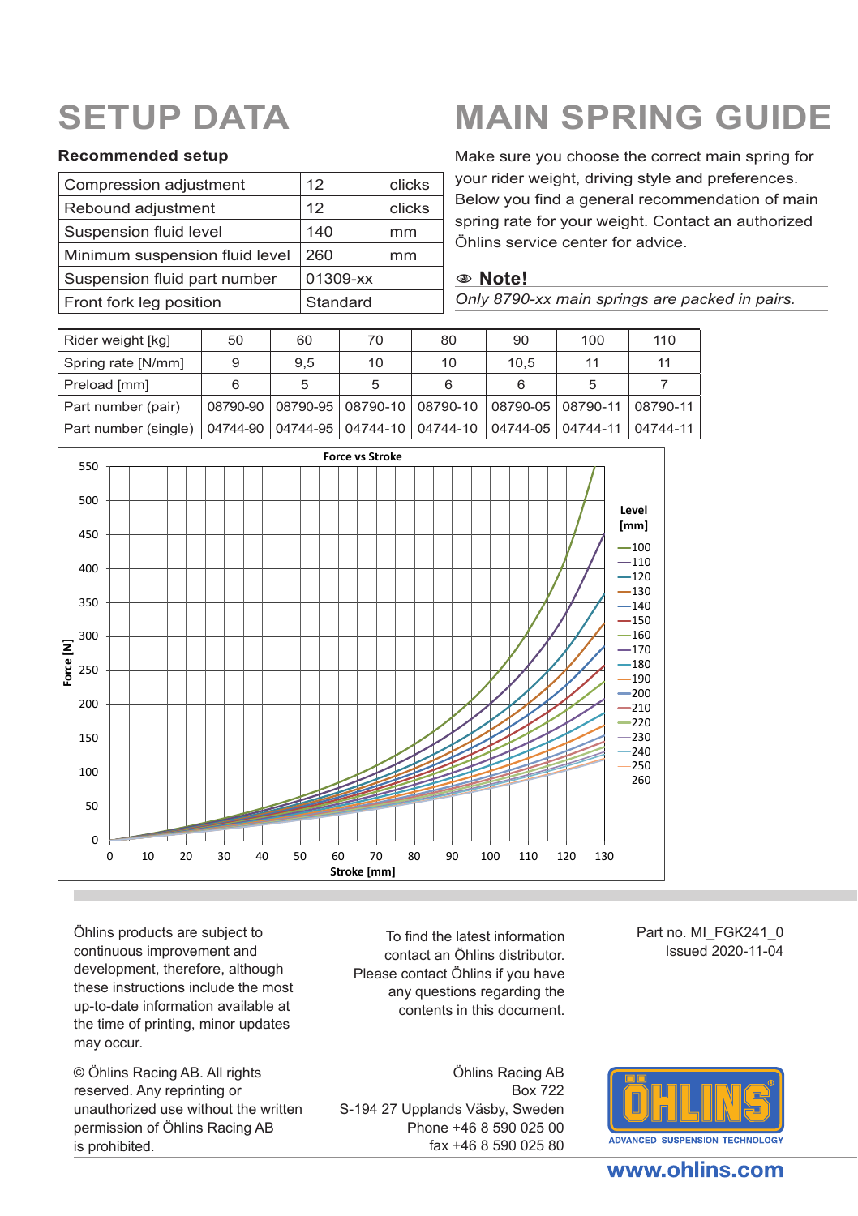# SETUP DATA

**Recommended setup**

| | | |
|---|---|---|
| Compression adjustment | 12 | clicks |
| Rebound adjustment | 12 | clicks |
| Suspension fluid level | 140 | mm |
| Minimum suspension fluid level | 260 | mm |
| Suspension fluid part number | 01309-xx | |
| Front fork leg position | Standard | |

# MAIN SPRING GUIDE

Make sure you choose the correct main spring for your rider weight, driving style and preferences. Below you find a general recommendation of main spring rate for your weight. Contact an authorized Öhlins service center for advice.

**Note!**

*Only 8790-xx main springs are packed in pairs.*

| Rider weight [kg] | 50 | 60 | 70 | 80 | 90 | 100 | 110 |
|---|---|---|---|---|---|---|---|
| Spring rate [N/mm] | 9 | 9,5 | 10 | 10 | 10,5 | 11 | 11 |
| Preload [mm] | 6 | 5 | 5 | 6 | 6 | 5 | 7 |
| Part number (pair) | 08790-90 | 08790-95 | 08790-10 | 08790-10 | 08790-05 | 08790-11 | 08790-11 |
| Part number (single) | 04744-90 | 04744-95 | 04744-10 | 04744-10 | 04744-05 | 04744-11 | 04744-11 |

Force vs Stroke

Force [N]

550
500
450
400
350
300
250
200
150
100
50
0

Stroke [mm]

0 10 20 30 40 50 60 70 80 90 100 110 120 130

Level [mm]

100
110
120
130
140
150
160
170
180
190
200
210
220
230
240
250
260

Öhlins products are subject to continuous improvement and development, therefore, although these instructions include the most up-to-date information available at the time of printing, minor updates may occur.

© Öhlins Racing AB. All rights reserved. Any reprinting or unauthorized use without the written permission of Öhlins Racing AB is prohibited.

To find the latest information contact an Öhlins distributor. Please contact Öhlins if you have any questions regarding the contents in this document.

Öhlins Racing AB
Box 722
S-194 27 Upplands Väsby, Sweden
Phone +46 8 590 025 00
fax +46 8 590 025 80

Part no. MI_FGK241_0
Issued 2020-11-04

ÖHLINS
ADVANCED SUSPENSION TECHNOLOGY

www.ohlins.com